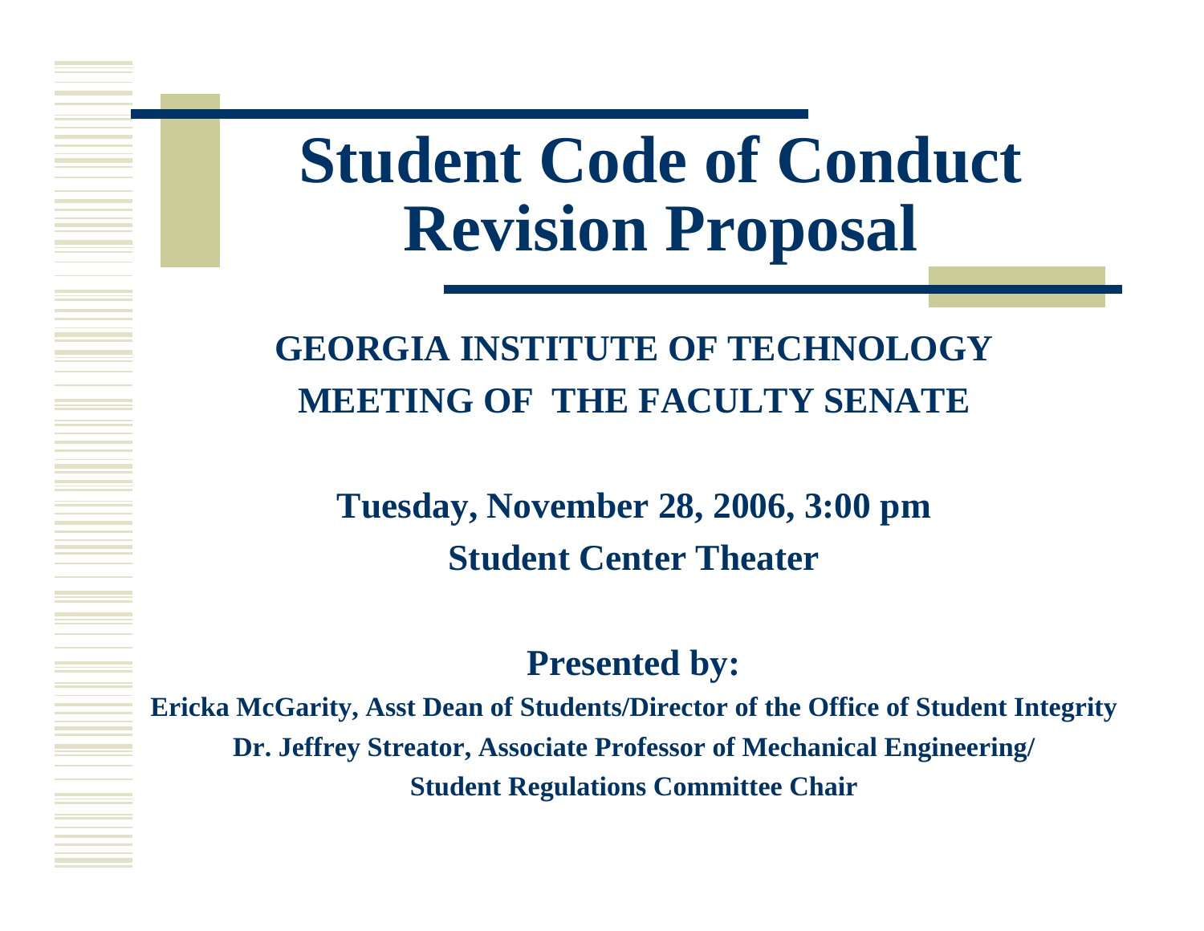# Student Code of Conduct Revision Proposal

**GEORGIA INSTITUTE OF TECHNOLOGY**
**MEETING OF THE FACULTY SENATE**

**Tuesday, November 28, 2006, 3:00 pm**
**Student Center Theater**

**Presented by:**

**Ericka McGarity, Asst Dean of Students/Director of the Office of Student Integrity**
**Dr. Jeffrey Streator, Associate Professor of Mechanical Engineering/**
**Student Regulations Committee Chair**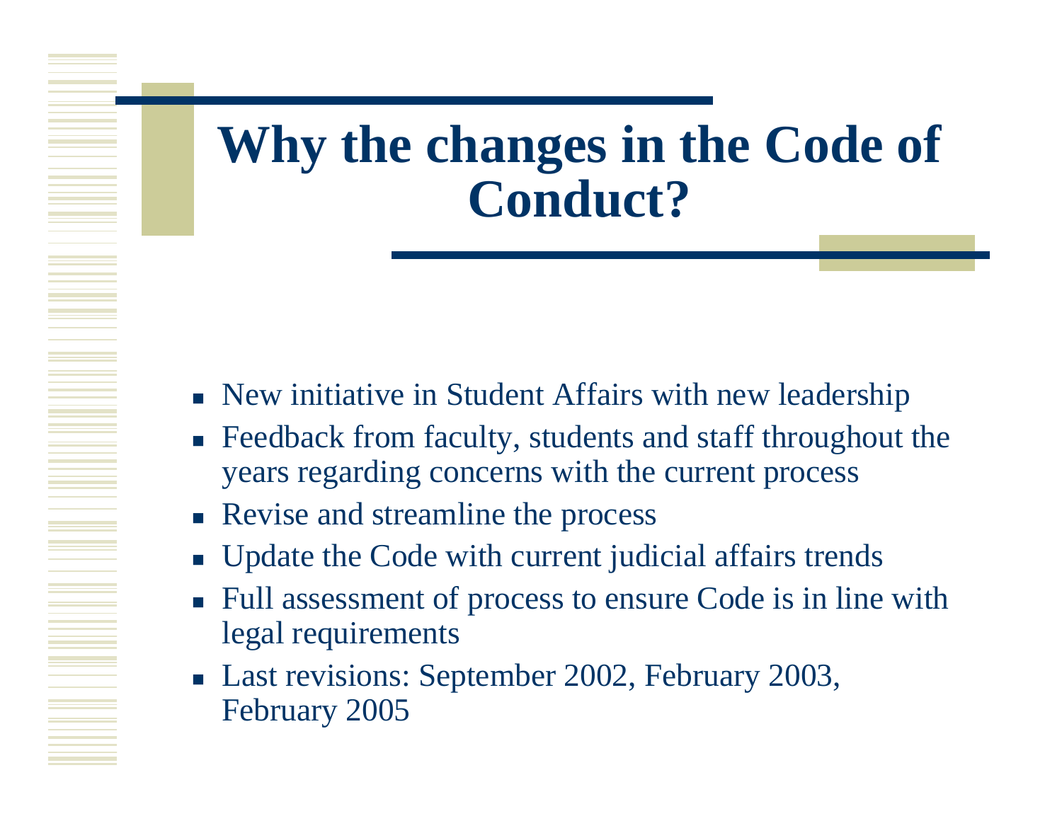# Why the changes in the Code of Conduct?

- New initiative in Student Affairs with new leadership
- Feedback from faculty, students and staff throughout the years regarding concerns with the current process
- Revise and streamline the process
- Update the Code with current judicial affairs trends
- Full assessment of process to ensure Code is in line with legal requirements
- Last revisions: September 2002, February 2003, February 2005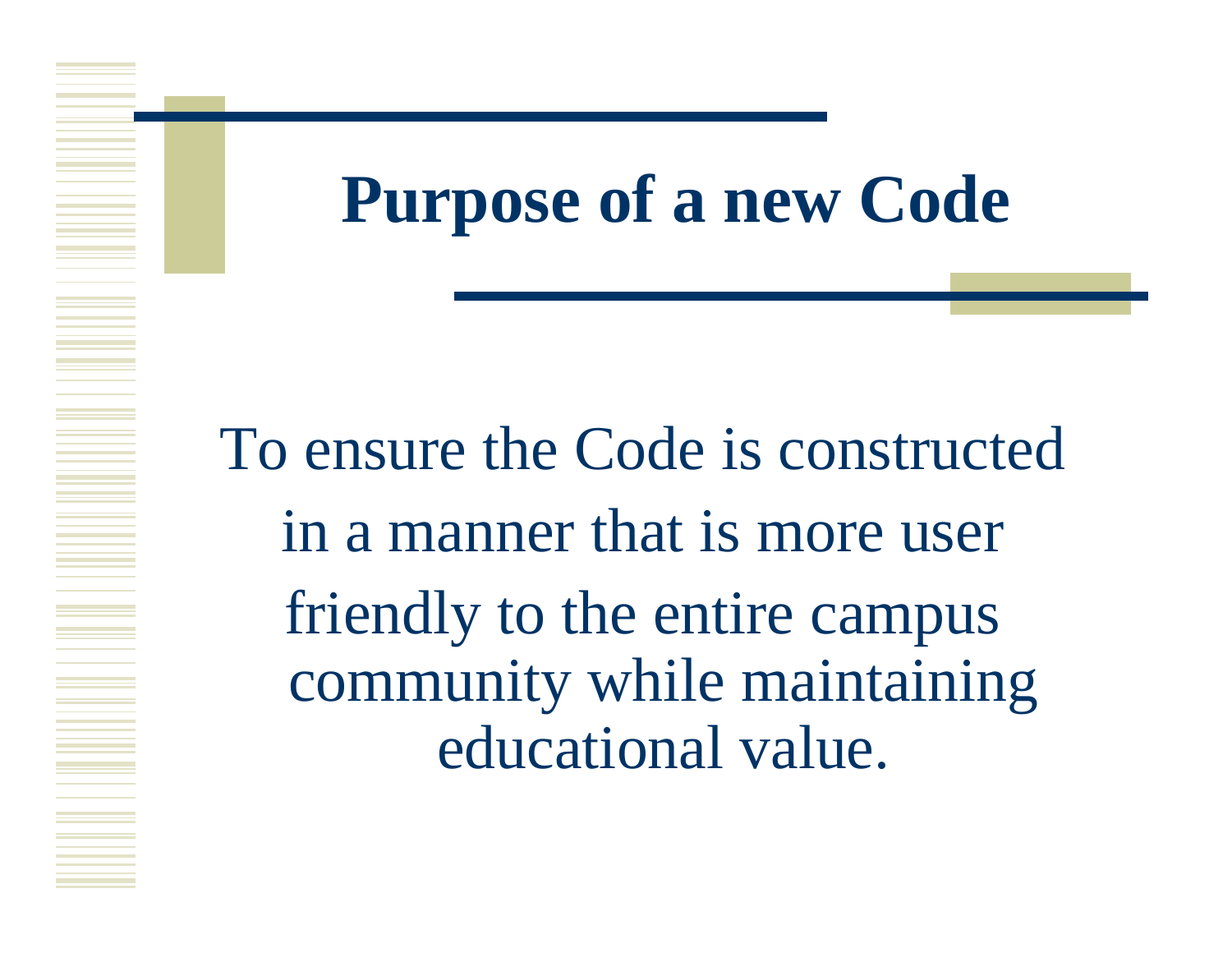# Purpose of a new Code

To ensure the Code is constructed in a manner that is more user friendly to the entire campus community while maintaining educational value.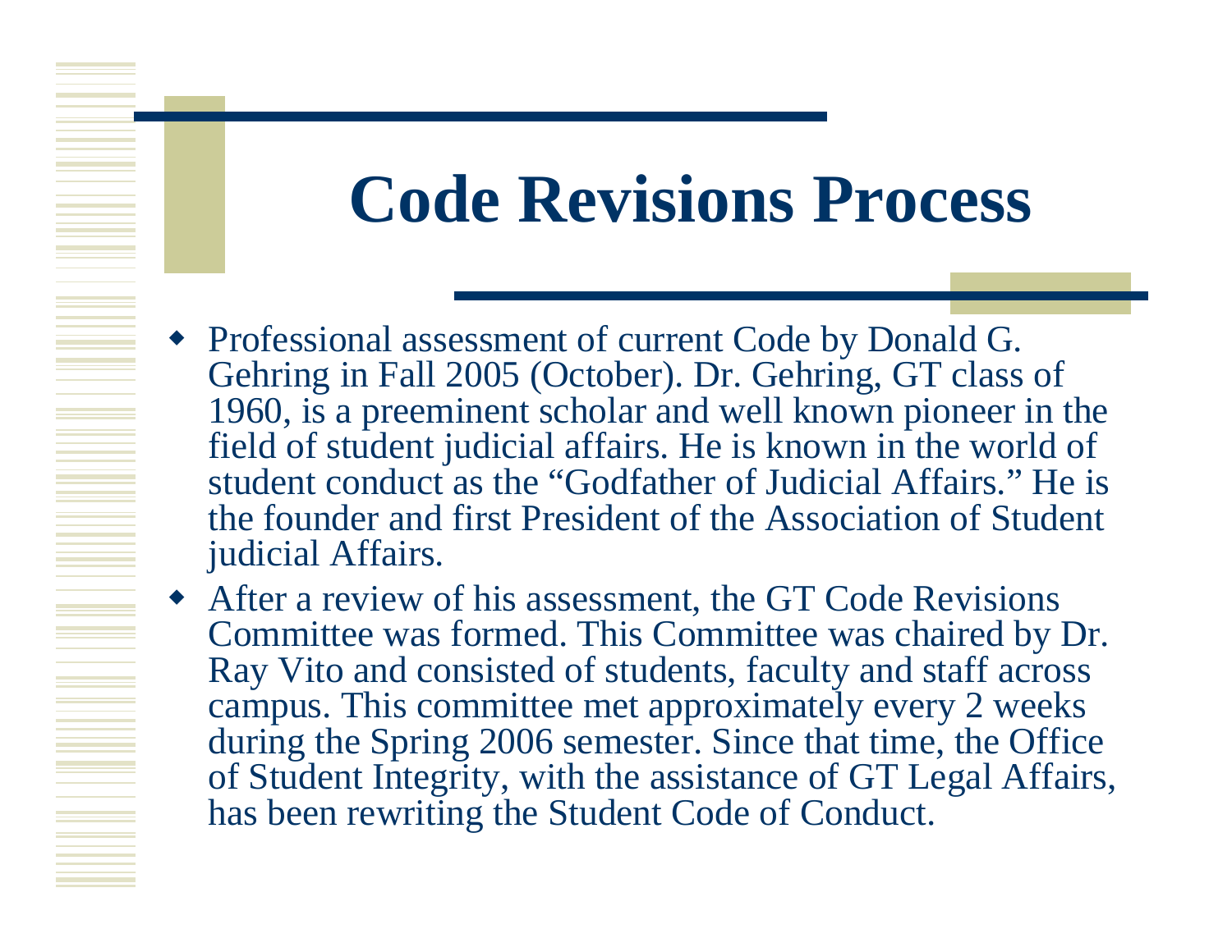# Code Revisions Process

- Professional assessment of current Code by Donald G. Gehring in Fall 2005 (October). Dr. Gehring, GT class of 1960, is a preeminent scholar and well known pioneer in the field of student judicial affairs. He is known in the world of student conduct as the "Godfather of Judicial Affairs." He is the founder and first President of the Association of Student judicial Affairs.
- After a review of his assessment, the GT Code Revisions Committee was formed. This Committee was chaired by Dr. Ray Vito and consisted of students, faculty and staff across campus. This committee met approximately every 2 weeks during the Spring 2006 semester. Since that time, the Office of Student Integrity, with the assistance of GT Legal Affairs, has been rewriting the Student Code of Conduct.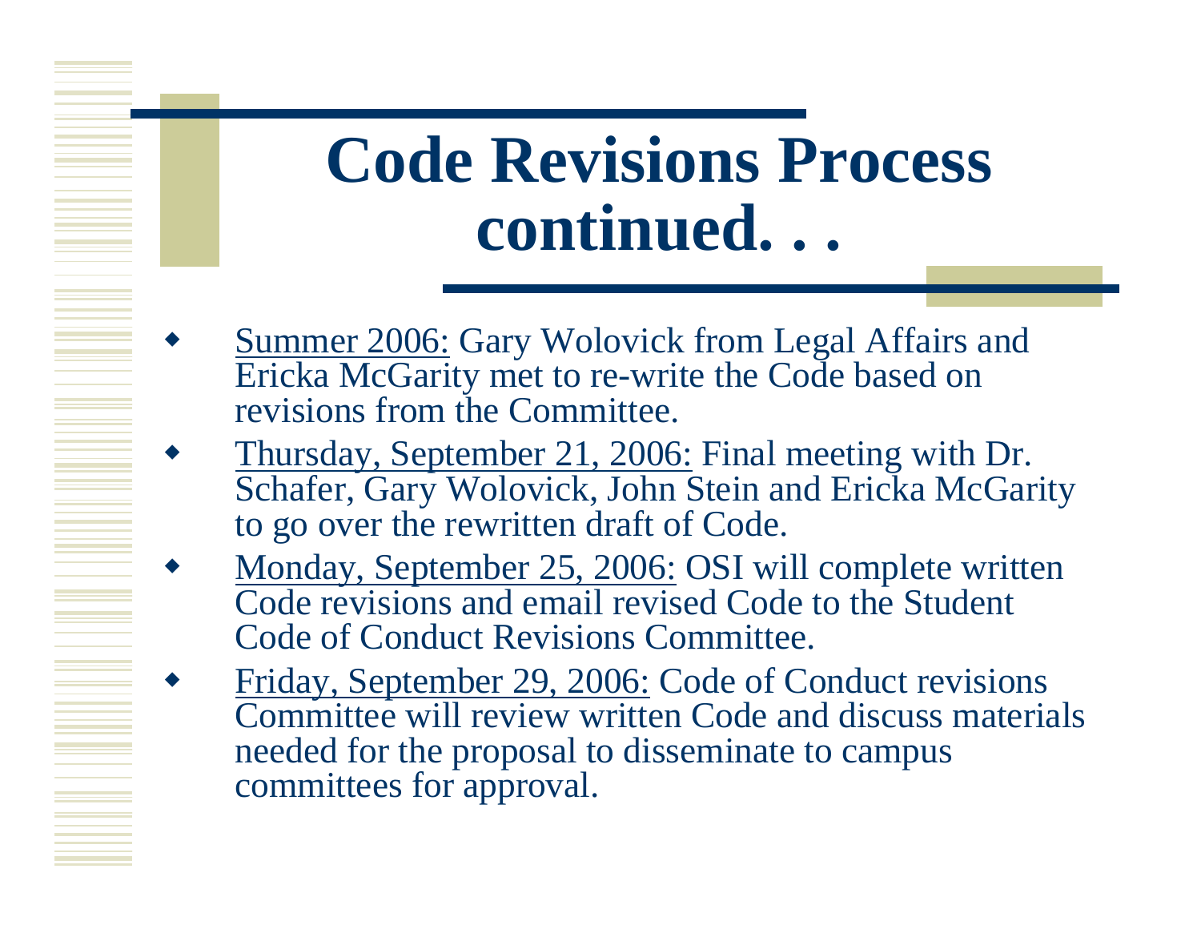# Code Revisions Process continued. . .

- Summer 2006: Gary Wolovick from Legal Affairs and Ericka McGarity met to re-write the Code based on revisions from the Committee.
- Thursday, September 21, 2006: Final meeting with Dr. Schafer, Gary Wolovick, John Stein and Ericka McGarity to go over the rewritten draft of Code.
- Monday, September 25, 2006: OSI will complete written Code revisions and email revised Code to the Student Code of Conduct Revisions Committee.
- Friday, September 29, 2006: Code of Conduct revisions Committee will review written Code and discuss materials needed for the proposal to disseminate to campus committees for approval.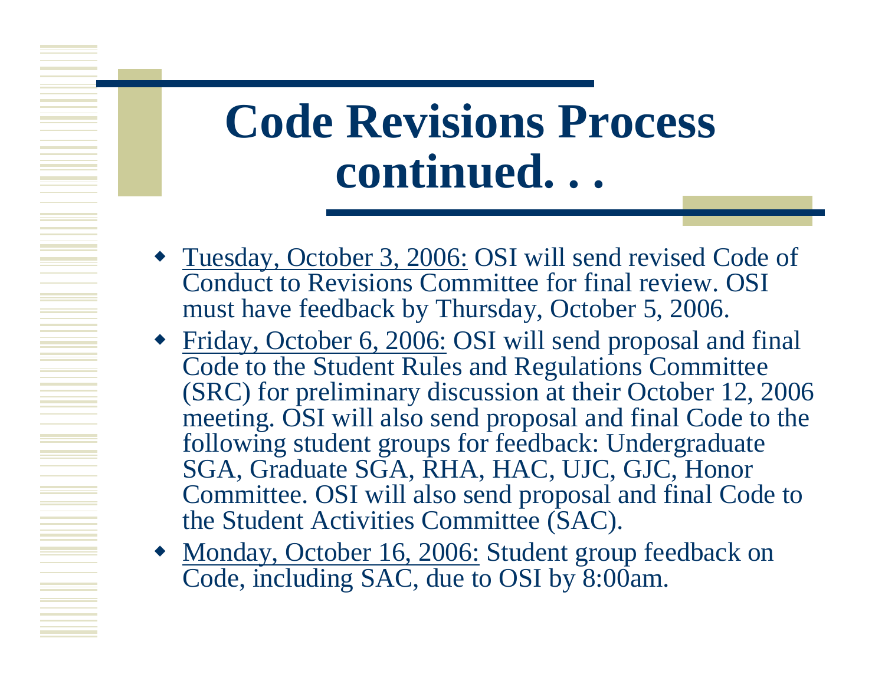# Code Revisions Process continued. . .

- Tuesday, October 3, 2006: OSI will send revised Code of Conduct to Revisions Committee for final review. OSI must have feedback by Thursday, October 5, 2006.
- Friday, October 6, 2006: OSI will send proposal and final Code to the Student Rules and Regulations Committee (SRC) for preliminary discussion at their October 12, 2006 meeting. OSI will also send proposal and final Code to the following student groups for feedback: Undergraduate SGA, Graduate SGA, RHA, HAC, UJC, GJC, Honor Committee. OSI will also send proposal and final Code to the Student Activities Committee (SAC).
- Monday, October 16, 2006: Student group feedback on Code, including SAC, due to OSI by 8:00am.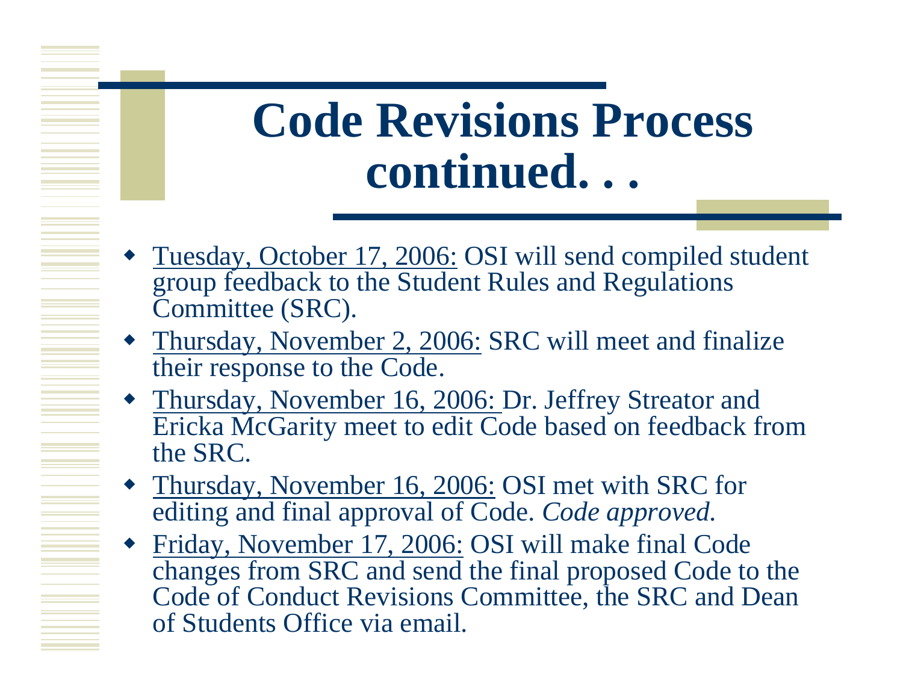# Code Revisions Process continued. . .

- <u>Tuesday, October 17, 2006:</u> OSI will send compiled student group feedback to the Student Rules and Regulations Committee (SRC).
- <u>Thursday, November 2, 2006:</u> SRC will meet and finalize their response to the Code.
- <u>Thursday, November 16, 2006:</u> Dr. Jeffrey Streator and Ericka McGarity meet to edit Code based on feedback from the SRC.
- <u>Thursday, November 16, 2006:</u> OSI met with SRC for editing and final approval of Code. *Code approved.*
- <u>Friday, November 17, 2006:</u> OSI will make final Code changes from SRC and send the final proposed Code to the Code of Conduct Revisions Committee, the SRC and Dean of Students Office via email.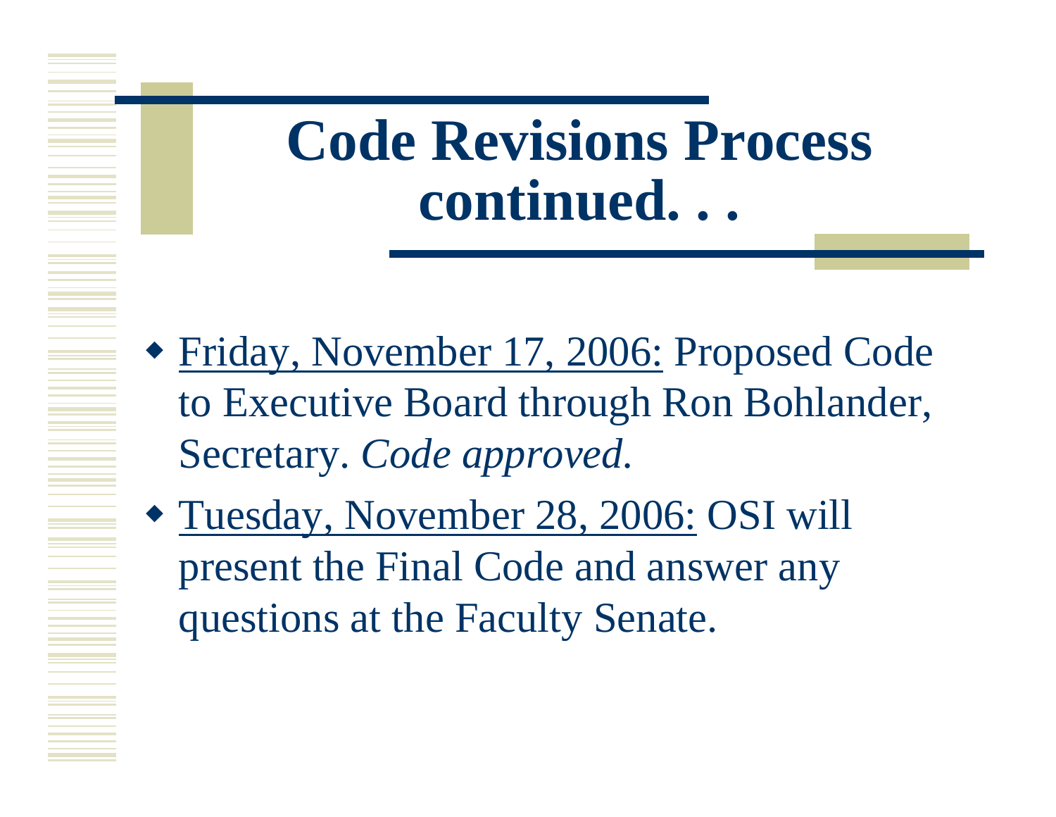# Code Revisions Process continued. . .

- <u>Friday, November 17, 2006:</u> Proposed Code to Executive Board through Ron Bohlander, Secretary. *Code approved.*
- <u>Tuesday, November 28, 2006:</u> OSI will present the Final Code and answer any questions at the Faculty Senate.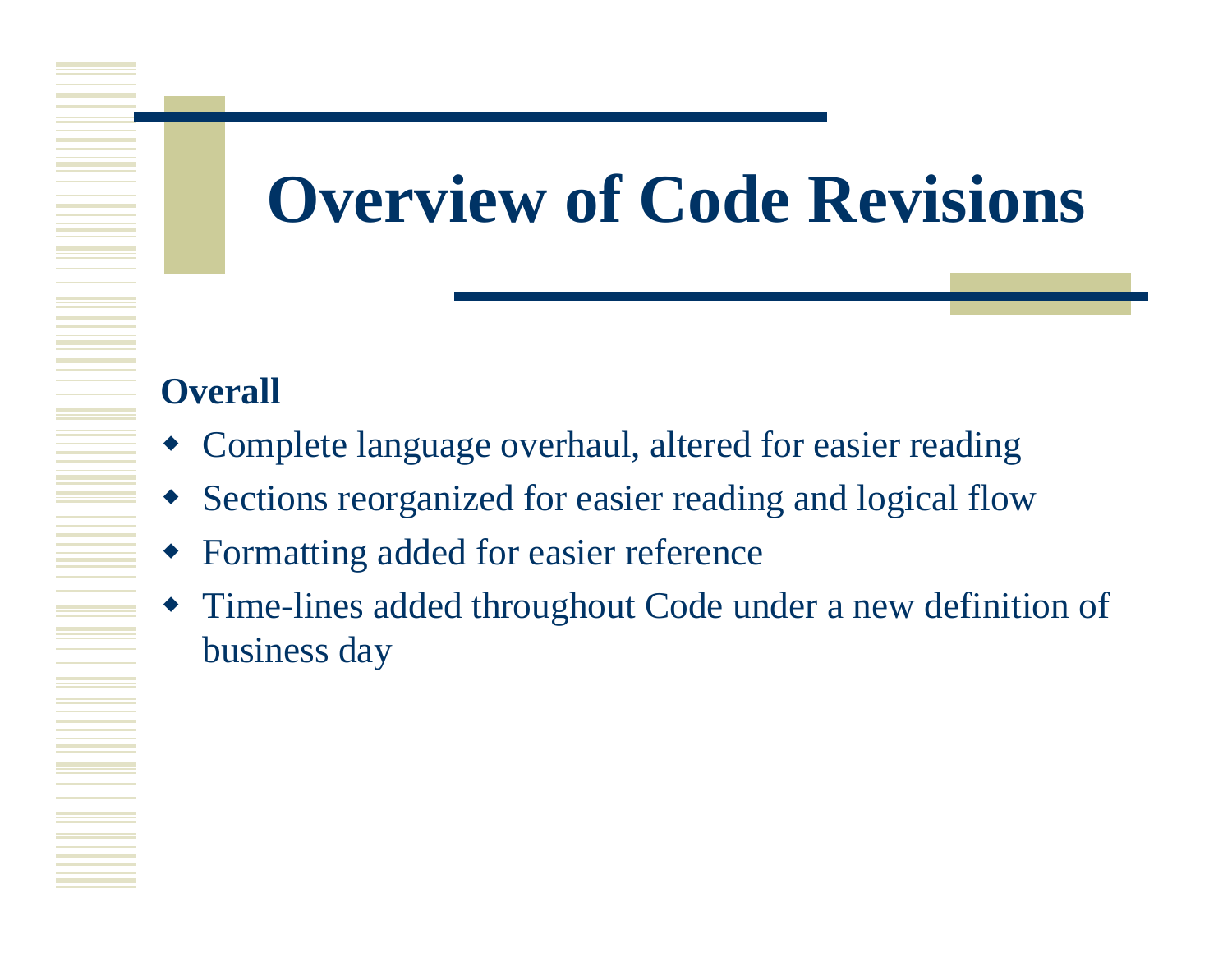# Overview of Code Revisions

**Overall**

- Complete language overhaul, altered for easier reading
- Sections reorganized for easier reading and logical flow
- Formatting added for easier reference
- Time-lines added throughout Code under a new definition of business day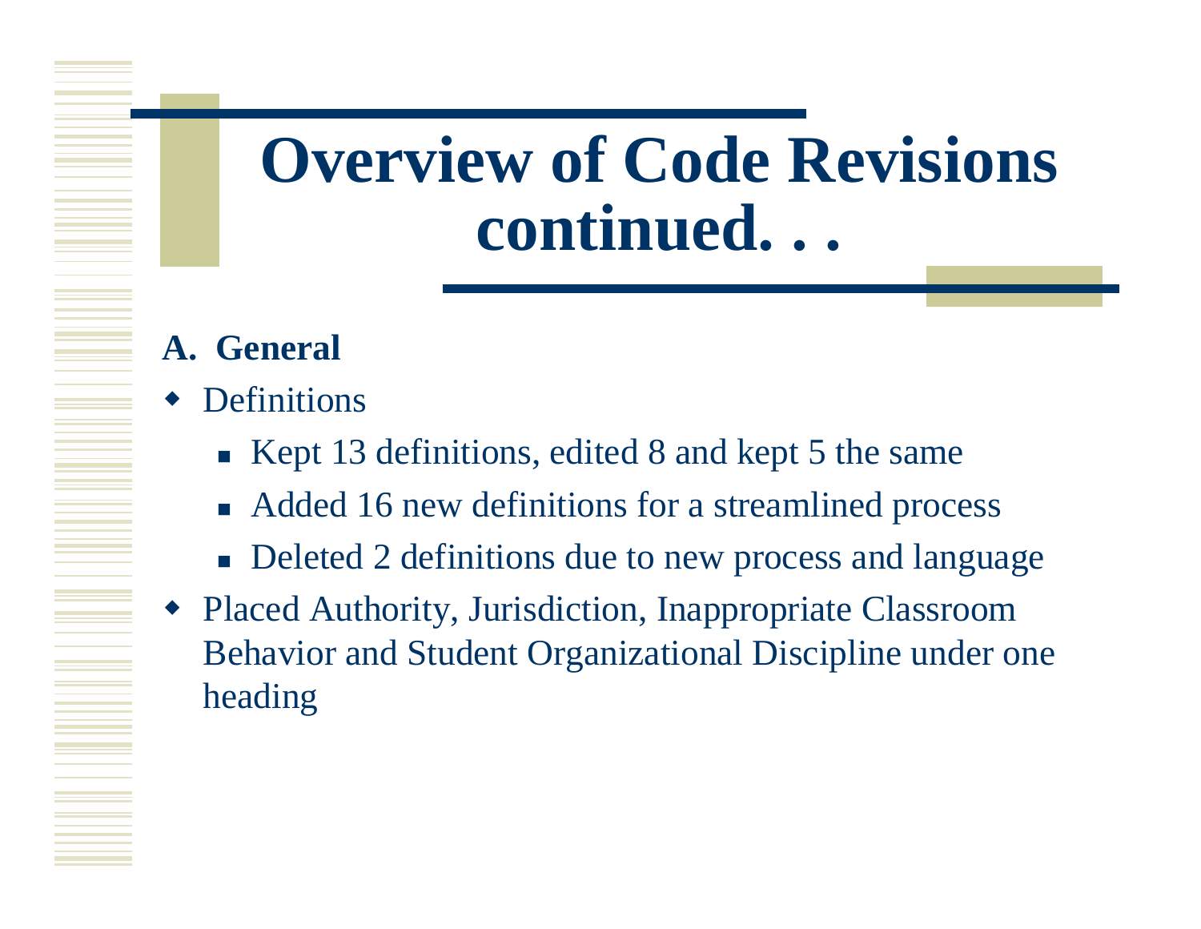# Overview of Code Revisions continued. . .

**A. General**

- Definitions
  - Kept 13 definitions, edited 8 and kept 5 the same
  - Added 16 new definitions for a streamlined process
  - Deleted 2 definitions due to new process and language
- Placed Authority, Jurisdiction, Inappropriate Classroom Behavior and Student Organizational Discipline under one heading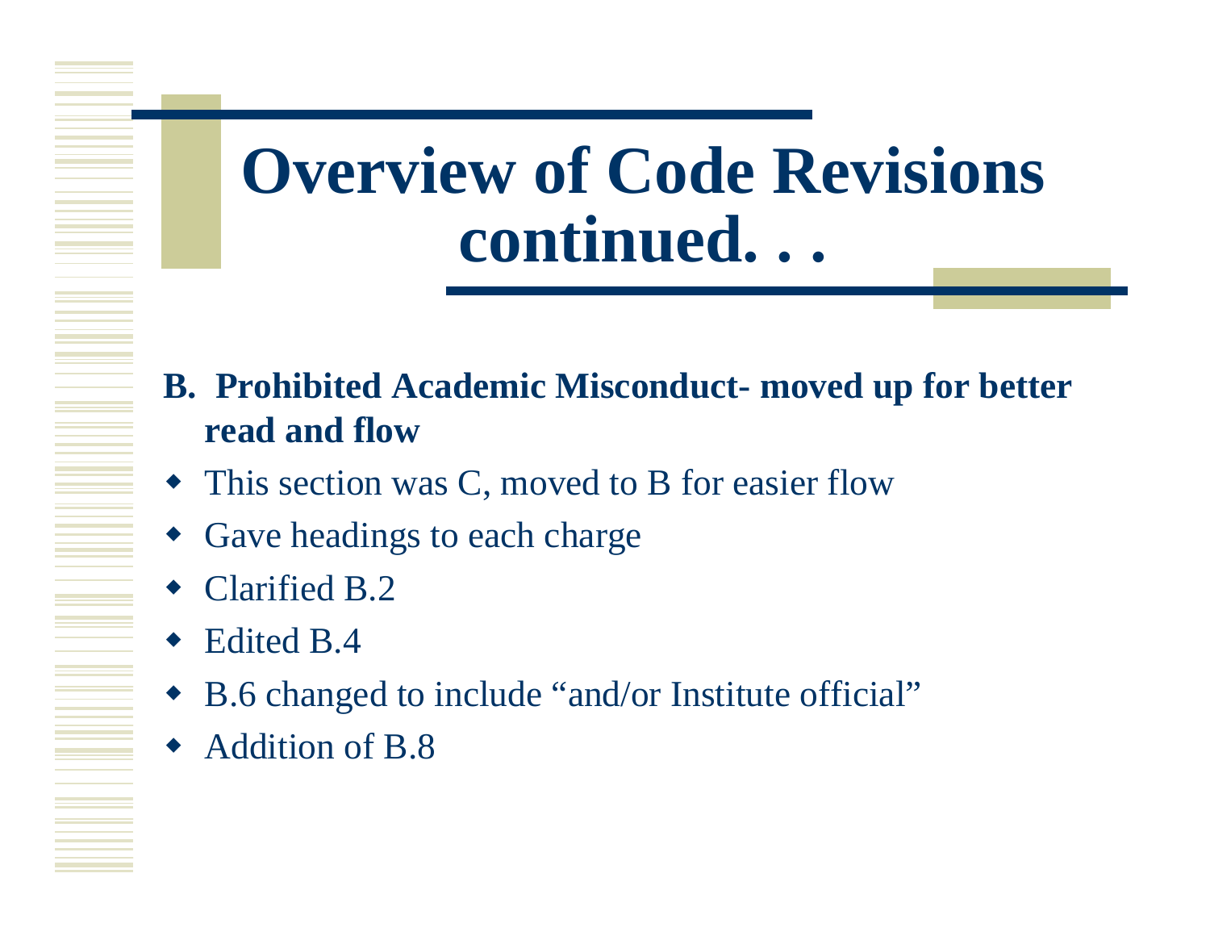# Overview of Code Revisions continued. . .

**B. Prohibited Academic Misconduct- moved up for better read and flow**

- This section was C, moved to B for easier flow
- Gave headings to each charge
- Clarified B.2
- Edited B.4
- B.6 changed to include “and/or Institute official”
- Addition of B.8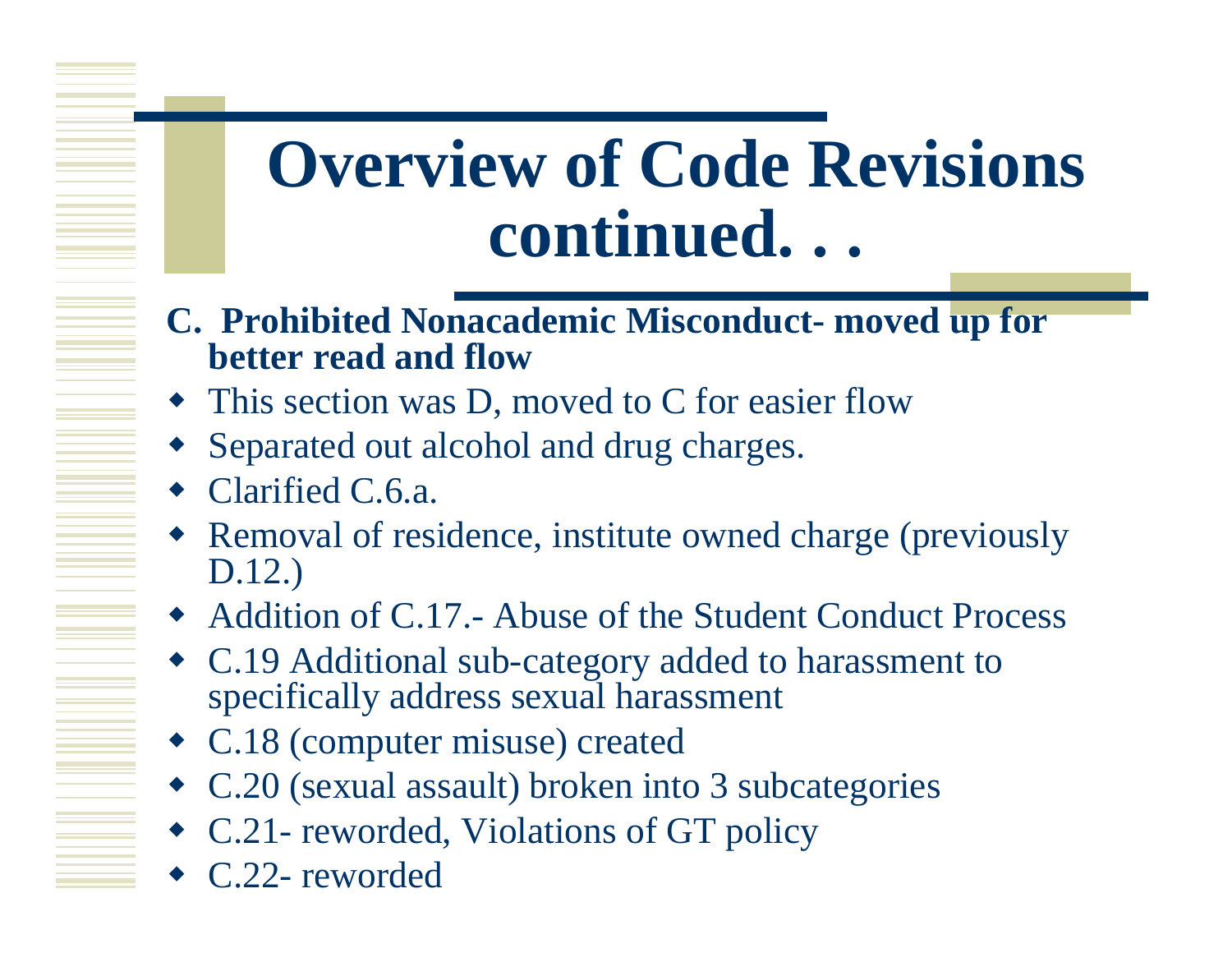# Overview of Code Revisions continued. . .

**C. Prohibited Nonacademic Misconduct- moved up for better read and flow**

- This section was D, moved to C for easier flow
- Separated out alcohol and drug charges.
- Clarified C.6.a.
- Removal of residence, institute owned charge (previously D.12.)
- Addition of C.17.- Abuse of the Student Conduct Process
- C.19 Additional sub-category added to harassment to specifically address sexual harassment
- C.18 (computer misuse) created
- C.20 (sexual assault) broken into 3 subcategories
- C.21- reworded, Violations of GT policy
- C.22- reworded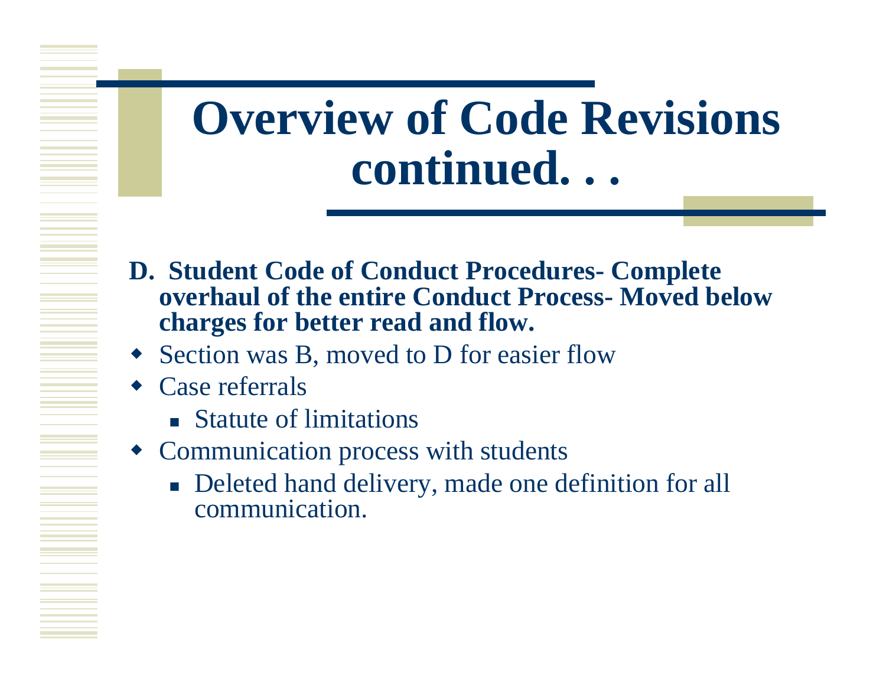# Overview of Code Revisions continued. . .

**D. Student Code of Conduct Procedures- Complete overhaul of the entire Conduct Process- Moved below charges for better read and flow.**

- Section was B, moved to D for easier flow
- Case referrals
  - Statute of limitations
- Communication process with students
  - Deleted hand delivery, made one definition for all communication.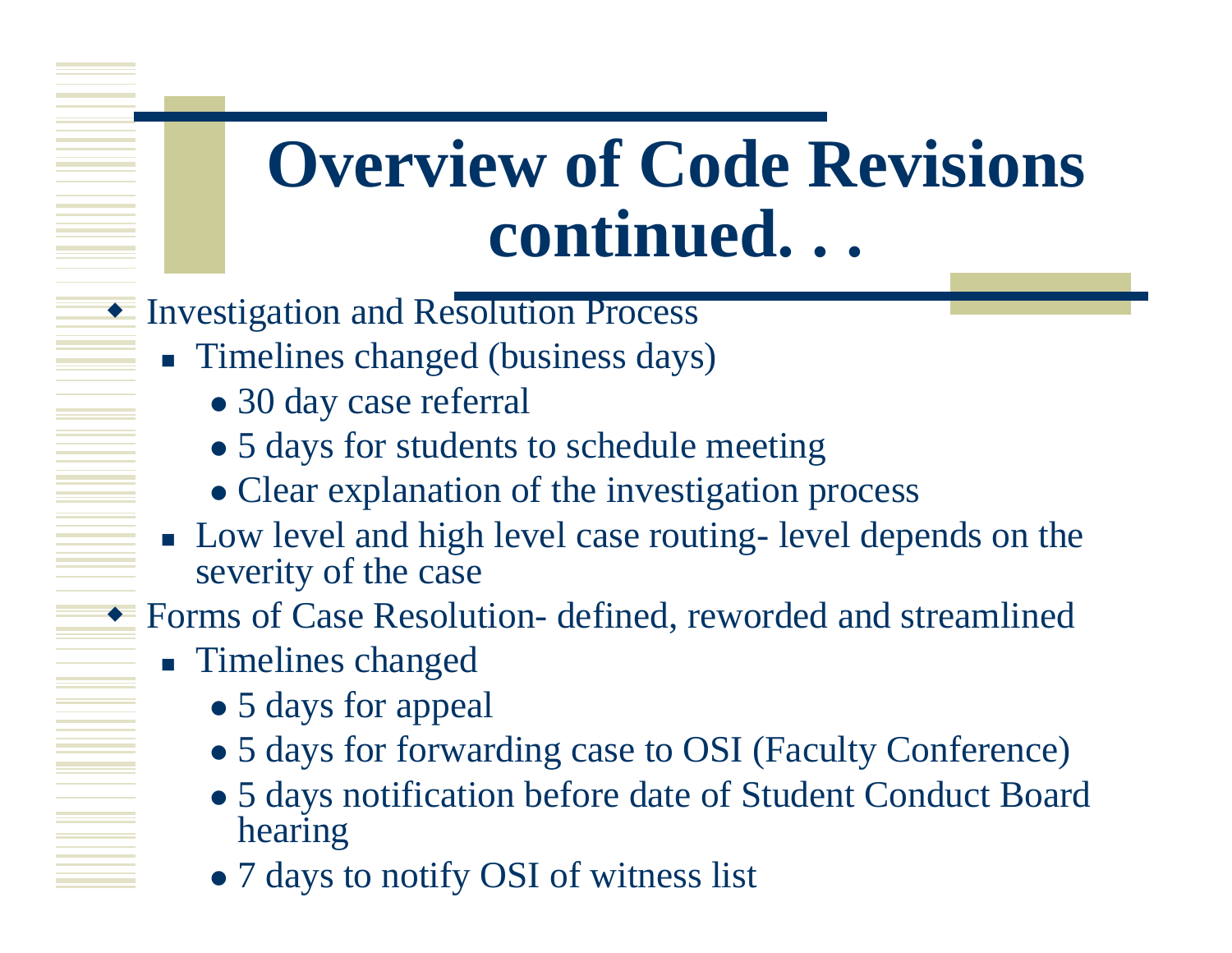# Overview of Code Revisions continued. . .

- Investigation and Resolution Process
  - Timelines changed (business days)
    - 30 day case referral
    - 5 days for students to schedule meeting
    - Clear explanation of the investigation process
  - Low level and high level case routing- level depends on the severity of the case
- Forms of Case Resolution- defined, reworded and streamlined
  - Timelines changed
    - 5 days for appeal
    - 5 days for forwarding case to OSI (Faculty Conference)
    - 5 days notification before date of Student Conduct Board hearing
    - 7 days to notify OSI of witness list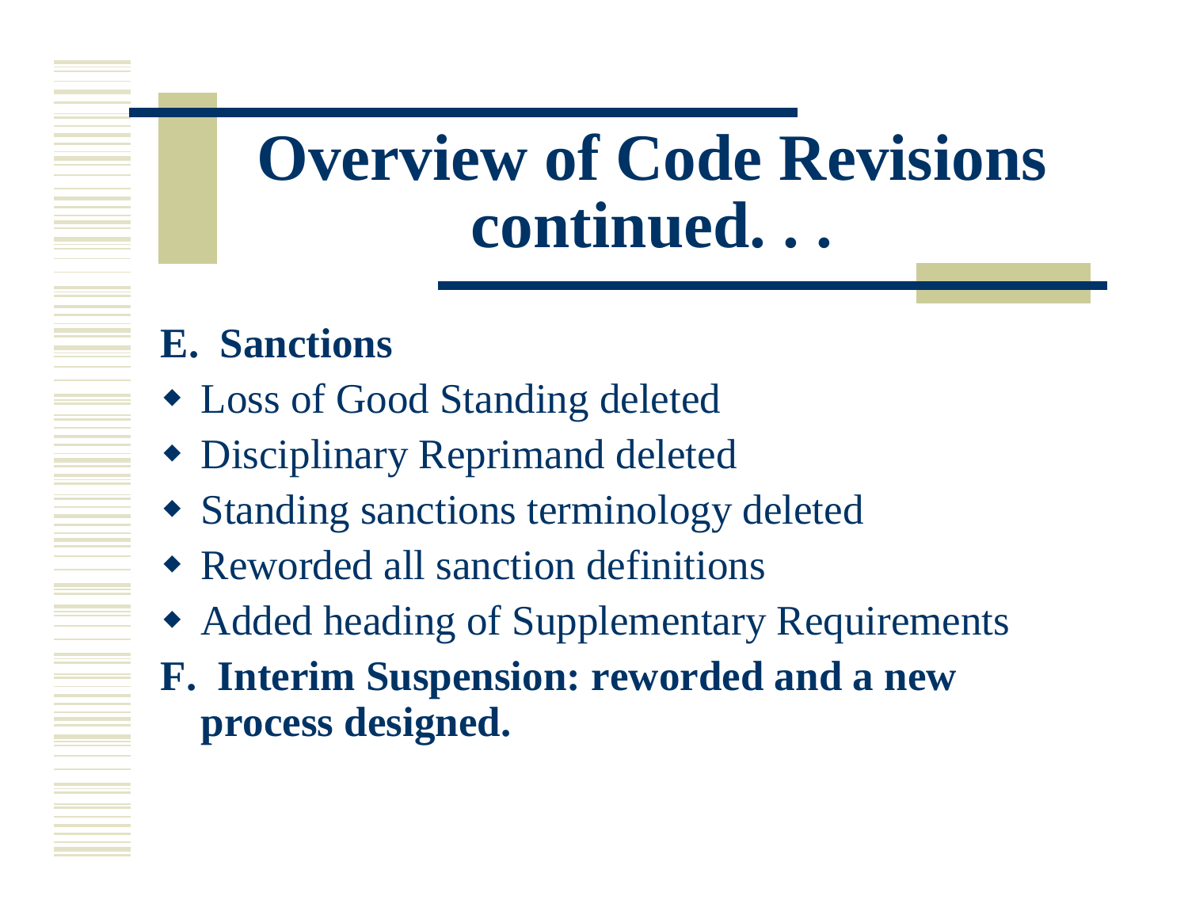# Overview of Code Revisions continued. . .

**E. Sanctions**

- Loss of Good Standing deleted
- Disciplinary Reprimand deleted
- Standing sanctions terminology deleted
- Reworded all sanction definitions
- Added heading of Supplementary Requirements

**F. Interim Suspension: reworded and a new process designed.**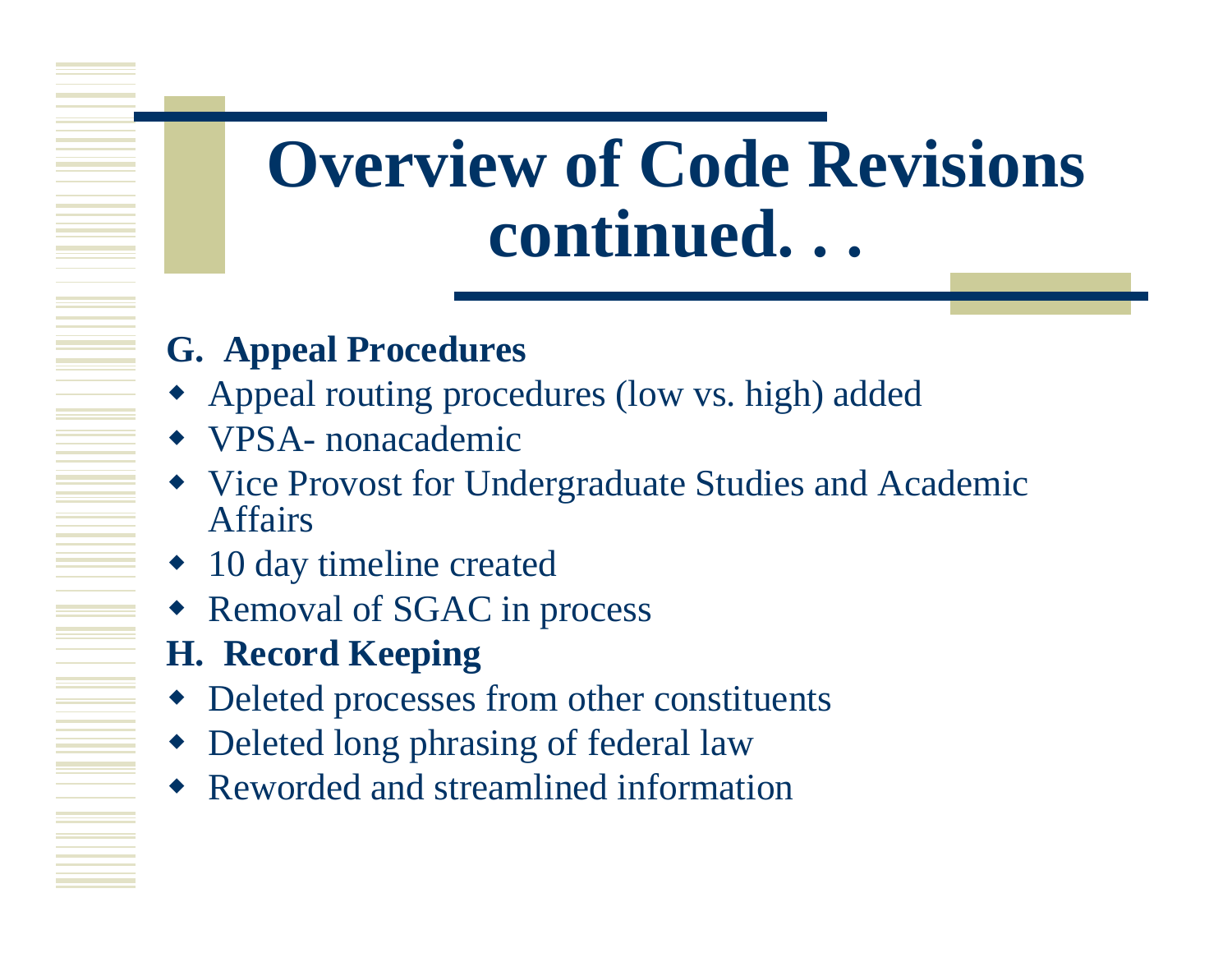# Overview of Code Revisions continued. . .

**G. Appeal Procedures**

- Appeal routing procedures (low vs. high) added
- VPSA- nonacademic
- Vice Provost for Undergraduate Studies and Academic Affairs
- 10 day timeline created
- Removal of SGAC in process

**H. Record Keeping**

- Deleted processes from other constituents
- Deleted long phrasing of federal law
- Reworded and streamlined information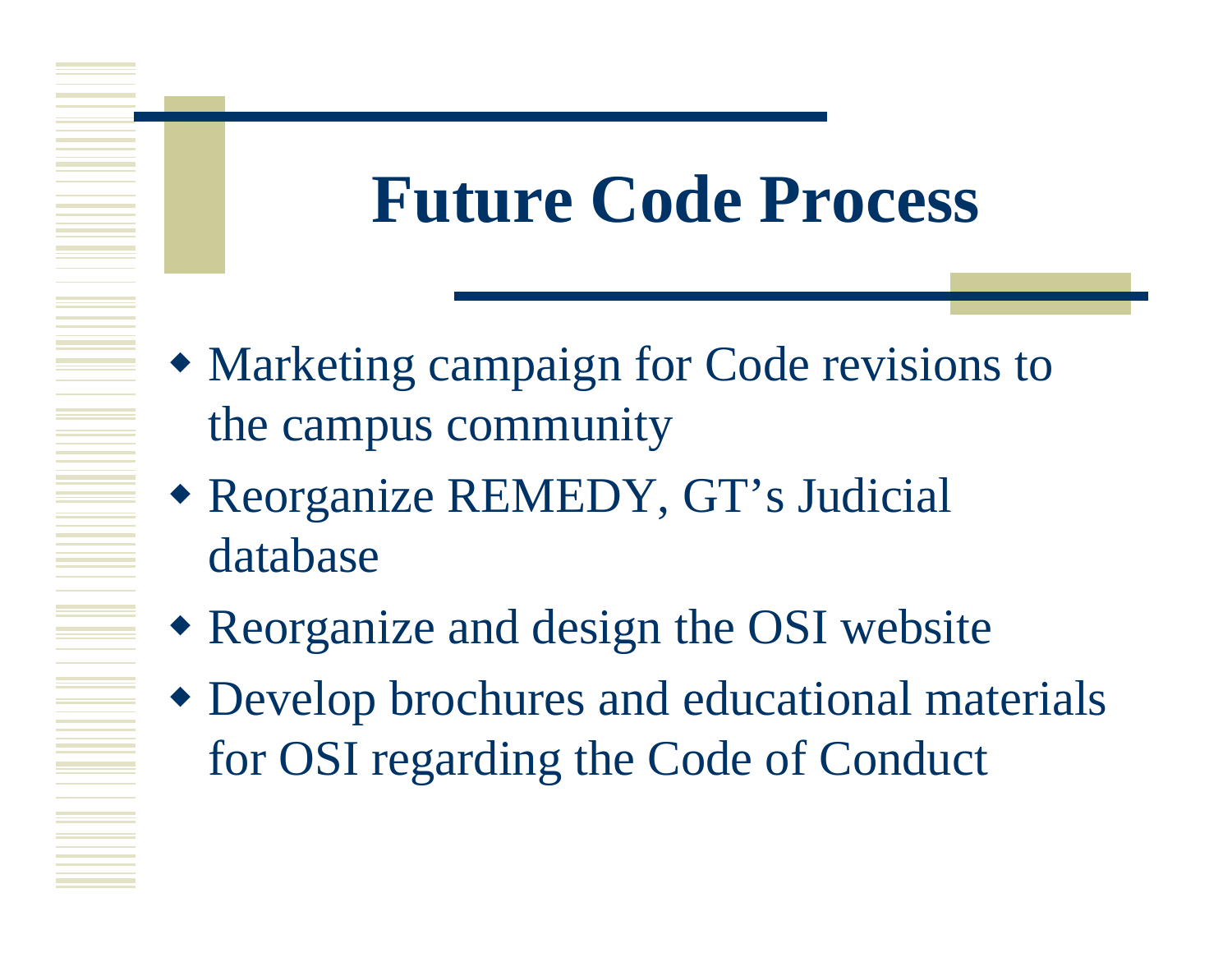# Future Code Process

- Marketing campaign for Code revisions to the campus community
- Reorganize REMEDY, GT's Judicial database
- Reorganize and design the OSI website
- Develop brochures and educational materials for OSI regarding the Code of Conduct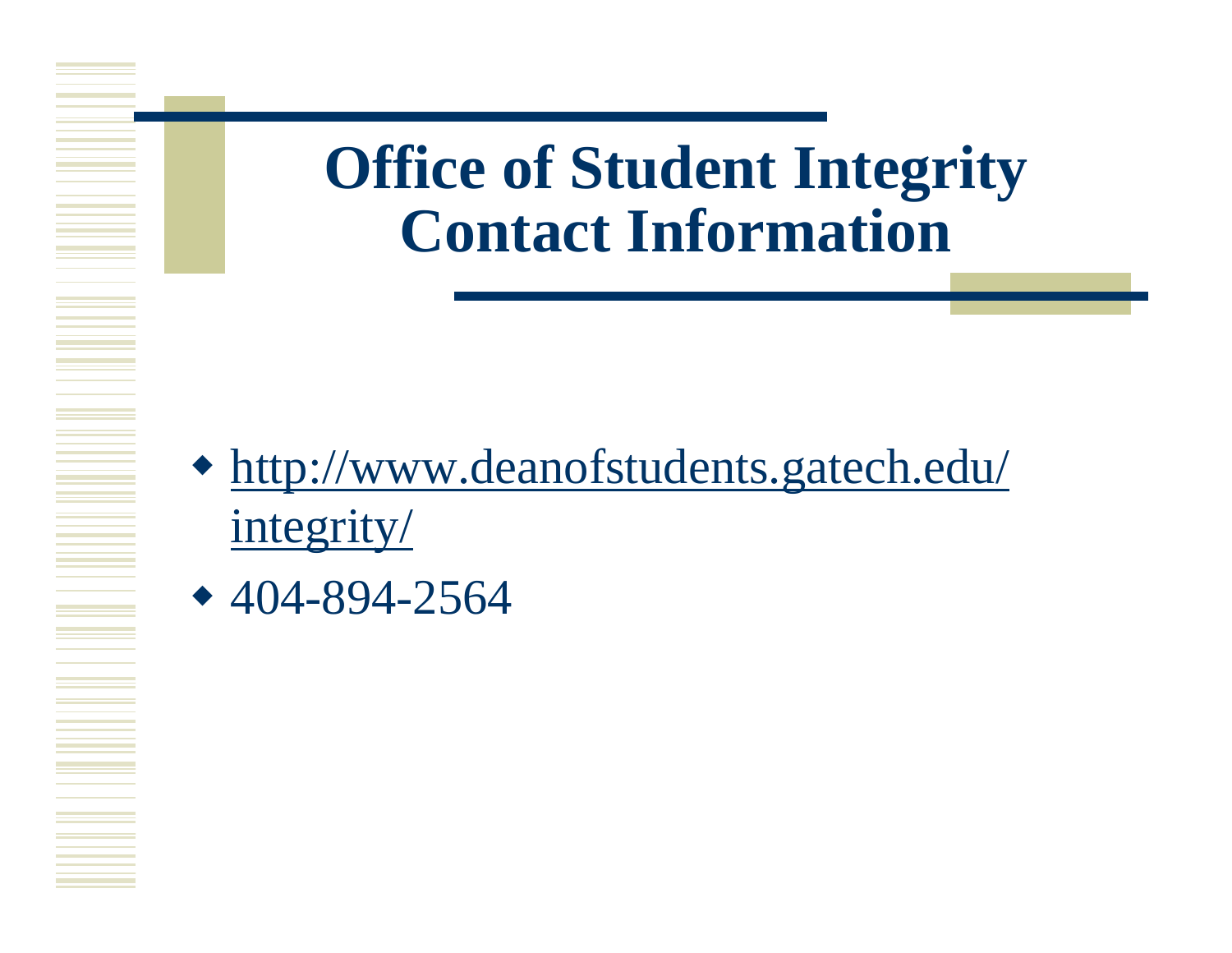# Office of Student Integrity Contact Information

- http://www.deanofstudents.gatech.edu/integrity/
- 404-894-2564